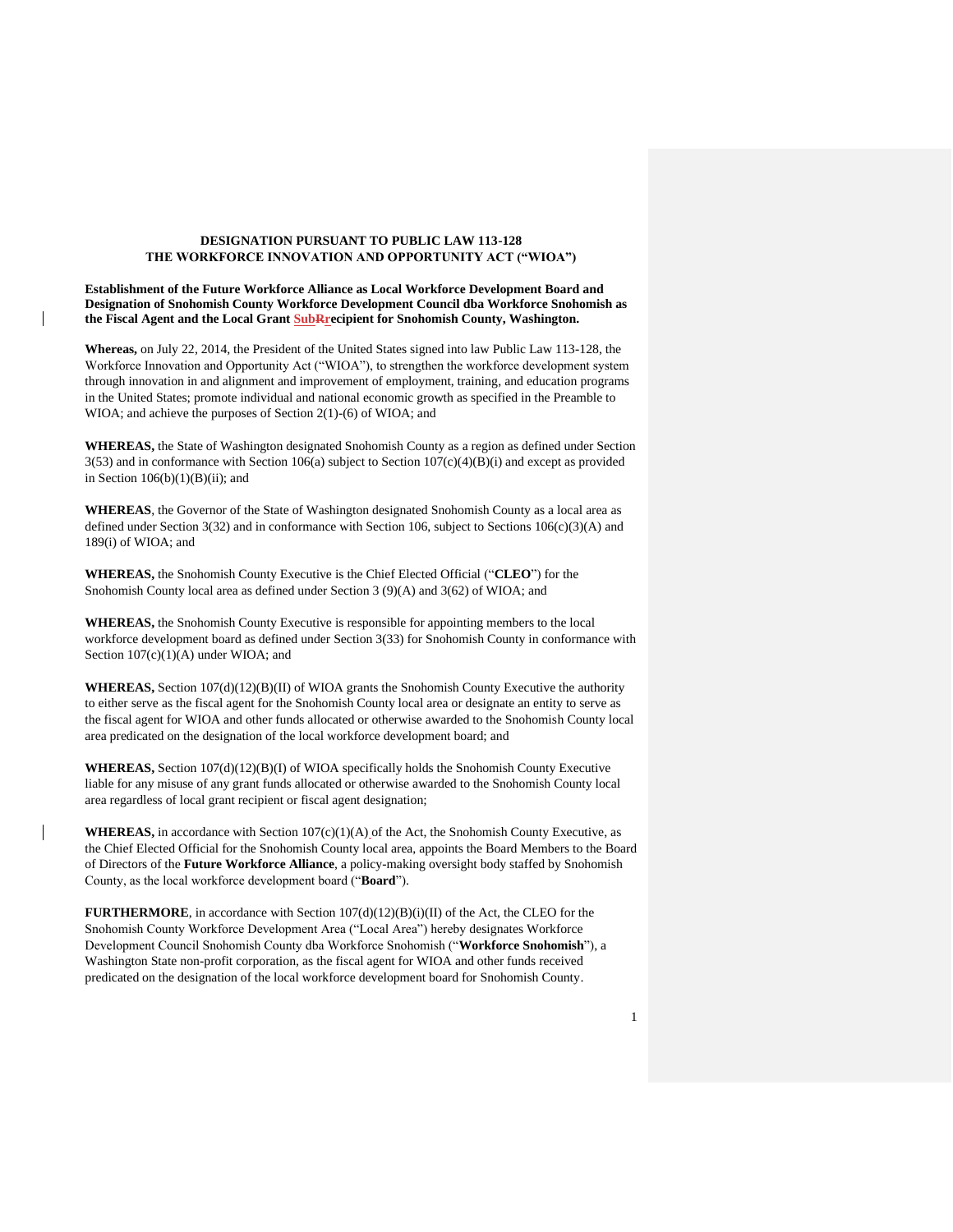**DESIGNATION PURSUANT TO PUBLIC LAW 113-128**
**THE WORKFORCE INNOVATION AND OPPORTUNITY ACT ("WIOA")**

**Establishment of the Future Workforce Alliance as Local Workforce Development Board and Designation of Snohomish County Workforce Development Council dba Workforce Snohomish as the Fiscal Agent and the Local Grant SubRrecipient for Snohomish County, Washington.**

**Whereas,** on July 22, 2014, the President of the United States signed into law Public Law 113-128, the Workforce Innovation and Opportunity Act ("WIOA"), to strengthen the workforce development system through innovation in and alignment and improvement of employment, training, and education programs in the United States; promote individual and national economic growth as specified in the Preamble to WIOA; and achieve the purposes of Section 2(1)-(6) of WIOA; and

**WHEREAS,** the State of Washington designated Snohomish County as a region as defined under Section 3(53) and in conformance with Section 106(a) subject to Section 107(c)(4)(B)(i) and except as provided in Section 106(b)(1)(B)(ii); and

**WHEREAS**, the Governor of the State of Washington designated Snohomish County as a local area as defined under Section 3(32) and in conformance with Section 106, subject to Sections 106(c)(3)(A) and 189(i) of WIOA; and

**WHEREAS,** the Snohomish County Executive is the Chief Elected Official ("**CLEO**") for the Snohomish County local area as defined under Section 3 (9)(A) and 3(62) of WIOA; and

**WHEREAS,** the Snohomish County Executive is responsible for appointing members to the local workforce development board as defined under Section 3(33) for Snohomish County in conformance with Section 107(c)(1)(A) under WIOA; and

**WHEREAS,** Section 107(d)(12)(B)(II) of WIOA grants the Snohomish County Executive the authority to either serve as the fiscal agent for the Snohomish County local area or designate an entity to serve as the fiscal agent for WIOA and other funds allocated or otherwise awarded to the Snohomish County local area predicated on the designation of the local workforce development board; and

**WHEREAS,** Section 107(d)(12)(B)(I) of WIOA specifically holds the Snohomish County Executive liable for any misuse of any grant funds allocated or otherwise awarded to the Snohomish County local area regardless of local grant recipient or fiscal agent designation;

**WHEREAS,** in accordance with Section 107(c)(1)(A) of the Act, the Snohomish County Executive, as the Chief Elected Official for the Snohomish County local area, appoints the Board Members to the Board of Directors of the **Future Workforce Alliance**, a policy-making oversight body staffed by Snohomish County, as the local workforce development board ("**Board**").

**FURTHERMORE**, in accordance with Section 107(d)(12)(B)(i)(II) of the Act, the CLEO for the Snohomish County Workforce Development Area ("Local Area") hereby designates Workforce Development Council Snohomish County dba Workforce Snohomish ("**Workforce Snohomish**"), a Washington State non-profit corporation, as the fiscal agent for WIOA and other funds received predicated on the designation of the local workforce development board for Snohomish County.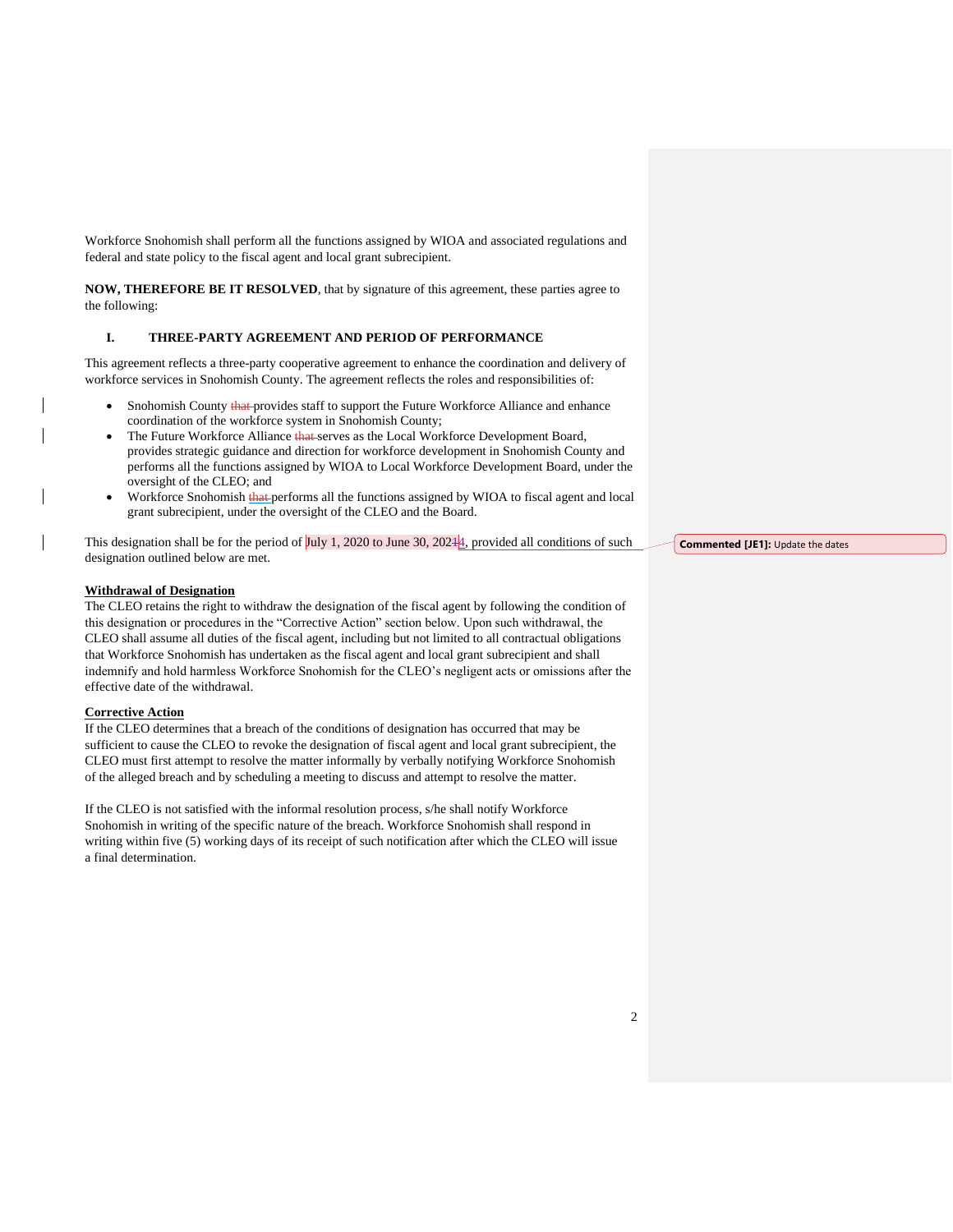Workforce Snohomish shall perform all the functions assigned by WIOA and associated regulations and federal and state policy to the fiscal agent and local grant subrecipient.

**NOW, THEREFORE BE IT RESOLVED**, that by signature of this agreement, these parties agree to the following:

## I. THREE-PARTY AGREEMENT AND PERIOD OF PERFORMANCE

This agreement reflects a three-party cooperative agreement to enhance the coordination and delivery of workforce services in Snohomish County. The agreement reflects the roles and responsibilities of:

- Snohomish County ~~that~~ provides staff to support the Future Workforce Alliance and enhance coordination of the workforce system in Snohomish County;
- The Future Workforce Alliance ~~that~~ serves as the Local Workforce Development Board, provides strategic guidance and direction for workforce development in Snohomish County and performs all the functions assigned by WIOA to Local Workforce Development Board, under the oversight of the CLEO; and
- Workforce Snohomish ~~that~~ performs all the functions assigned by WIOA to fiscal agent and local grant subrecipient, under the oversight of the CLEO and the Board.

This designation shall be for the period of July 1, 2020 to June 30, 202~~1~~4, provided all conditions of such designation outlined below are met.

**Commented [JE1]:** Update the dates

**Withdrawal of Designation**

The CLEO retains the right to withdraw the designation of the fiscal agent by following the condition of this designation or procedures in the "Corrective Action" section below. Upon such withdrawal, the CLEO shall assume all duties of the fiscal agent, including but not limited to all contractual obligations that Workforce Snohomish has undertaken as the fiscal agent and local grant subrecipient and shall indemnify and hold harmless Workforce Snohomish for the CLEO's negligent acts or omissions after the effective date of the withdrawal.

**Corrective Action**

If the CLEO determines that a breach of the conditions of designation has occurred that may be sufficient to cause the CLEO to revoke the designation of fiscal agent and local grant subrecipient, the CLEO must first attempt to resolve the matter informally by verbally notifying Workforce Snohomish of the alleged breach and by scheduling a meeting to discuss and attempt to resolve the matter.

If the CLEO is not satisfied with the informal resolution process, s/he shall notify Workforce Snohomish in writing of the specific nature of the breach. Workforce Snohomish shall respond in writing within five (5) working days of its receipt of such notification after which the CLEO will issue a final determination.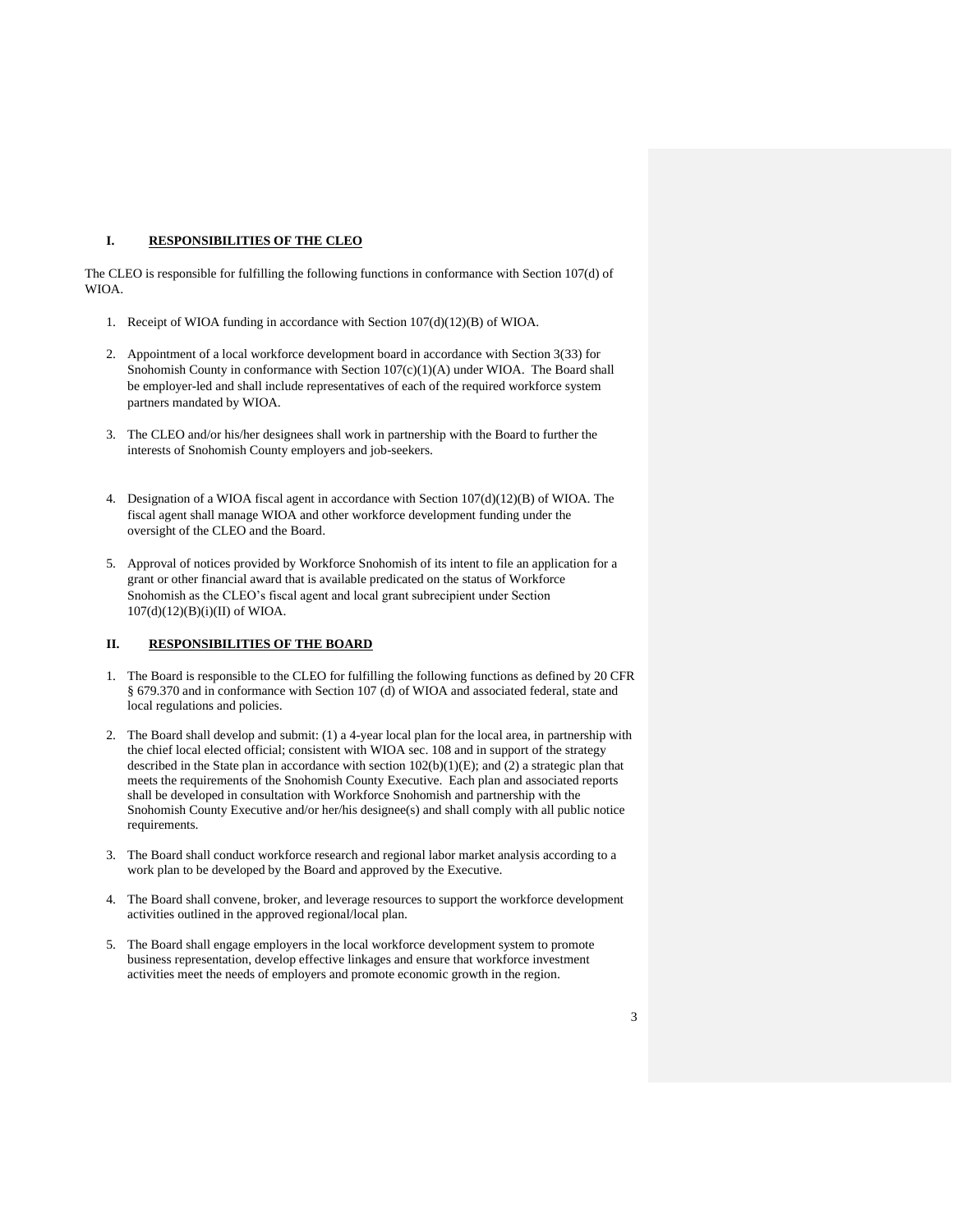## I. RESPONSIBILITIES OF THE CLEO

The CLEO is responsible for fulfilling the following functions in conformance with Section 107(d) of WIOA.

1. Receipt of WIOA funding in accordance with Section 107(d)(12)(B) of WIOA.

2. Appointment of a local workforce development board in accordance with Section 3(33) for Snohomish County in conformance with Section 107(c)(1)(A) under WIOA. The Board shall be employer-led and shall include representatives of each of the required workforce system partners mandated by WIOA.

3. The CLEO and/or his/her designees shall work in partnership with the Board to further the interests of Snohomish County employers and job-seekers.

4. Designation of a WIOA fiscal agent in accordance with Section 107(d)(12)(B) of WIOA. The fiscal agent shall manage WIOA and other workforce development funding under the oversight of the CLEO and the Board.

5. Approval of notices provided by Workforce Snohomish of its intent to file an application for a grant or other financial award that is available predicated on the status of Workforce Snohomish as the CLEO's fiscal agent and local grant subrecipient under Section 107(d)(12)(B)(i)(II) of WIOA.

## II. RESPONSIBILITIES OF THE BOARD

1. The Board is responsible to the CLEO for fulfilling the following functions as defined by 20 CFR § 679.370 and in conformance with Section 107 (d) of WIOA and associated federal, state and local regulations and policies.

2. The Board shall develop and submit: (1) a 4-year local plan for the local area, in partnership with the chief local elected official; consistent with WIOA sec. 108 and in support of the strategy described in the State plan in accordance with section 102(b)(1)(E); and (2) a strategic plan that meets the requirements of the Snohomish County Executive. Each plan and associated reports shall be developed in consultation with Workforce Snohomish and partnership with the Snohomish County Executive and/or her/his designee(s) and shall comply with all public notice requirements.

3. The Board shall conduct workforce research and regional labor market analysis according to a work plan to be developed by the Board and approved by the Executive.

4. The Board shall convene, broker, and leverage resources to support the workforce development activities outlined in the approved regional/local plan.

5. The Board shall engage employers in the local workforce development system to promote business representation, develop effective linkages and ensure that workforce investment activities meet the needs of employers and promote economic growth in the region.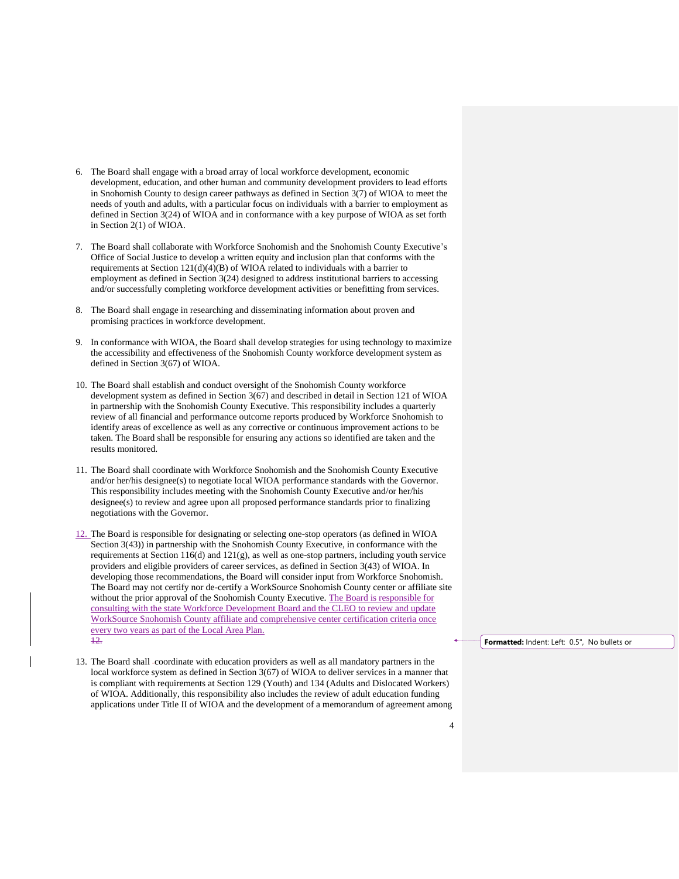6. The Board shall engage with a broad array of local workforce development, economic development, education, and other human and community development providers to lead efforts in Snohomish County to design career pathways as defined in Section 3(7) of WIOA to meet the needs of youth and adults, with a particular focus on individuals with a barrier to employment as defined in Section 3(24) of WIOA and in conformance with a key purpose of WIOA as set forth in Section 2(1) of WIOA.

7. The Board shall collaborate with Workforce Snohomish and the Snohomish County Executive's Office of Social Justice to develop a written equity and inclusion plan that conforms with the requirements at Section 121(d)(4)(B) of WIOA related to individuals with a barrier to employment as defined in Section 3(24) designed to address institutional barriers to accessing and/or successfully completing workforce development activities or benefitting from services.

8. The Board shall engage in researching and disseminating information about proven and promising practices in workforce development.

9. In conformance with WIOA, the Board shall develop strategies for using technology to maximize the accessibility and effectiveness of the Snohomish County workforce development system as defined in Section 3(67) of WIOA.

10. The Board shall establish and conduct oversight of the Snohomish County workforce development system as defined in Section 3(67) and described in detail in Section 121 of WIOA in partnership with the Snohomish County Executive. This responsibility includes a quarterly review of all financial and performance outcome reports produced by Workforce Snohomish to identify areas of excellence as well as any corrective or continuous improvement actions to be taken. The Board shall be responsible for ensuring any actions so identified are taken and the results monitored.

11. The Board shall coordinate with Workforce Snohomish and the Snohomish County Executive and/or her/his designee(s) to negotiate local WIOA performance standards with the Governor. This responsibility includes meeting with the Snohomish County Executive and/or her/his designee(s) to review and agree upon all proposed performance standards prior to finalizing negotiations with the Governor.

12. The Board is responsible for designating or selecting one-stop operators (as defined in WIOA Section 3(43)) in partnership with the Snohomish County Executive, in conformance with the requirements at Section 116(d) and 121(g), as well as one-stop partners, including youth service providers and eligible providers of career services, as defined in Section 3(43) of WIOA. In developing those recommendations, the Board will consider input from Workforce Snohomish. The Board may not certify nor de-certify a WorkSource Snohomish County center or affiliate site without the prior approval of the Snohomish County Executive. The Board is responsible for consulting with the state Workforce Development Board and the CLEO to review and update WorkSource Snohomish County affiliate and comprehensive center certification criteria once every two years as part of the Local Area Plan.

13. The Board shall coordinate with education providers as well as all mandatory partners in the local workforce system as defined in Section 3(67) of WIOA to deliver services in a manner that is compliant with requirements at Section 129 (Youth) and 134 (Adults and Dislocated Workers) of WIOA. Additionally, this responsibility also includes the review of adult education funding applications under Title II of WIOA and the development of a memorandum of agreement among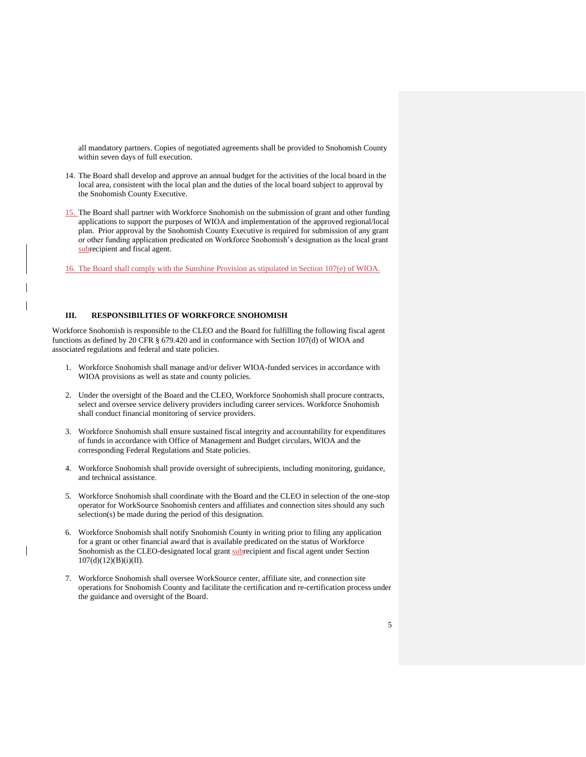all mandatory partners. Copies of negotiated agreements shall be provided to Snohomish County within seven days of full execution.

14. The Board shall develop and approve an annual budget for the activities of the local board in the local area, consistent with the local plan and the duties of the local board subject to approval by the Snohomish County Executive.

15. The Board shall partner with Workforce Snohomish on the submission of grant and other funding applications to support the purposes of WIOA and implementation of the approved regional/local plan. Prior approval by the Snohomish County Executive is required for submission of any grant or other funding application predicated on Workforce Snohomish's designation as the local grant subrecipient and fiscal agent.

16. The Board shall comply with the Sunshine Provision as stipulated in Section 107(e) of WIOA.

## III. RESPONSIBILITIES OF WORKFORCE SNOHOMISH

Workforce Snohomish is responsible to the CLEO and the Board for fulfilling the following fiscal agent functions as defined by 20 CFR § 679.420 and in conformance with Section 107(d) of WIOA and associated regulations and federal and state policies.

1. Workforce Snohomish shall manage and/or deliver WIOA-funded services in accordance with WIOA provisions as well as state and county policies.

2. Under the oversight of the Board and the CLEO, Workforce Snohomish shall procure contracts, select and oversee service delivery providers including career services. Workforce Snohomish shall conduct financial monitoring of service providers.

3. Workforce Snohomish shall ensure sustained fiscal integrity and accountability for expenditures of funds in accordance with Office of Management and Budget circulars, WIOA and the corresponding Federal Regulations and State policies.

4. Workforce Snohomish shall provide oversight of subrecipients, including monitoring, guidance, and technical assistance.

5. Workforce Snohomish shall coordinate with the Board and the CLEO in selection of the one-stop operator for WorkSource Snohomish centers and affiliates and connection sites should any such selection(s) be made during the period of this designation.

6. Workforce Snohomish shall notify Snohomish County in writing prior to filing any application for a grant or other financial award that is available predicated on the status of Workforce Snohomish as the CLEO-designated local grant subrecipient and fiscal agent under Section 107(d)(12)(B)(i)(II).

7. Workforce Snohomish shall oversee WorkSource center, affiliate site, and connection site operations for Snohomish County and facilitate the certification and re-certification process under the guidance and oversight of the Board.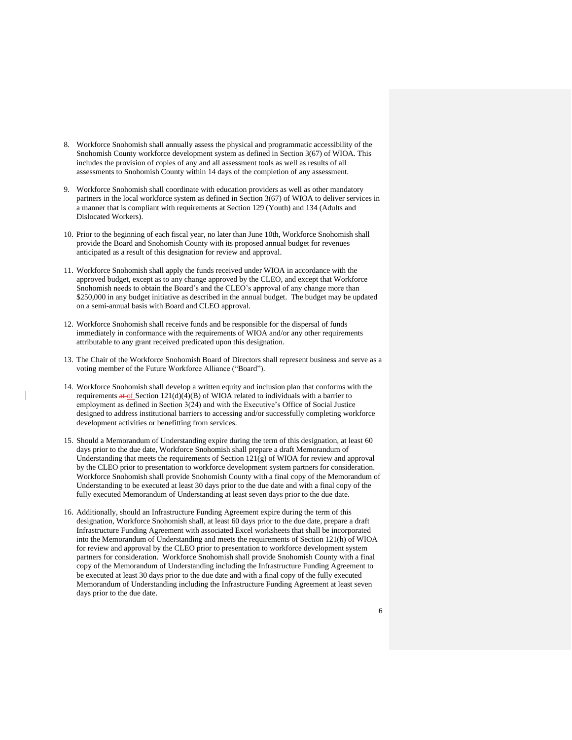8. Workforce Snohomish shall annually assess the physical and programmatic accessibility of the Snohomish County workforce development system as defined in Section 3(67) of WIOA. This includes the provision of copies of any and all assessment tools as well as results of all assessments to Snohomish County within 14 days of the completion of any assessment.

9. Workforce Snohomish shall coordinate with education providers as well as other mandatory partners in the local workforce system as defined in Section 3(67) of WIOA to deliver services in a manner that is compliant with requirements at Section 129 (Youth) and 134 (Adults and Dislocated Workers).

10. Prior to the beginning of each fiscal year, no later than June 10th, Workforce Snohomish shall provide the Board and Snohomish County with its proposed annual budget for revenues anticipated as a result of this designation for review and approval.

11. Workforce Snohomish shall apply the funds received under WIOA in accordance with the approved budget, except as to any change approved by the CLEO, and except that Workforce Snohomish needs to obtain the Board's and the CLEO's approval of any change more than $250,000 in any budget initiative as described in the annual budget. The budget may be updated on a semi-annual basis with Board and CLEO approval.

12. Workforce Snohomish shall receive funds and be responsible for the dispersal of funds immediately in conformance with the requirements of WIOA and/or any other requirements attributable to any grant received predicated upon this designation.

13. The Chair of the Workforce Snohomish Board of Directors shall represent business and serve as a voting member of the Future Workforce Alliance ("Board").

14. Workforce Snohomish shall develop a written equity and inclusion plan that conforms with the requirements ~~at~~ of Section 121(d)(4)(B) of WIOA related to individuals with a barrier to employment as defined in Section 3(24) and with the Executive's Office of Social Justice designed to address institutional barriers to accessing and/or successfully completing workforce development activities or benefitting from services.

15. Should a Memorandum of Understanding expire during the term of this designation, at least 60 days prior to the due date, Workforce Snohomish shall prepare a draft Memorandum of Understanding that meets the requirements of Section 121(g) of WIOA for review and approval by the CLEO prior to presentation to workforce development system partners for consideration. Workforce Snohomish shall provide Snohomish County with a final copy of the Memorandum of Understanding to be executed at least 30 days prior to the due date and with a final copy of the fully executed Memorandum of Understanding at least seven days prior to the due date.

16. Additionally, should an Infrastructure Funding Agreement expire during the term of this designation, Workforce Snohomish shall, at least 60 days prior to the due date, prepare a draft Infrastructure Funding Agreement with associated Excel worksheets that shall be incorporated into the Memorandum of Understanding and meets the requirements of Section 121(h) of WIOA for review and approval by the CLEO prior to presentation to workforce development system partners for consideration. Workforce Snohomish shall provide Snohomish County with a final copy of the Memorandum of Understanding including the Infrastructure Funding Agreement to be executed at least 30 days prior to the due date and with a final copy of the fully executed Memorandum of Understanding including the Infrastructure Funding Agreement at least seven days prior to the due date.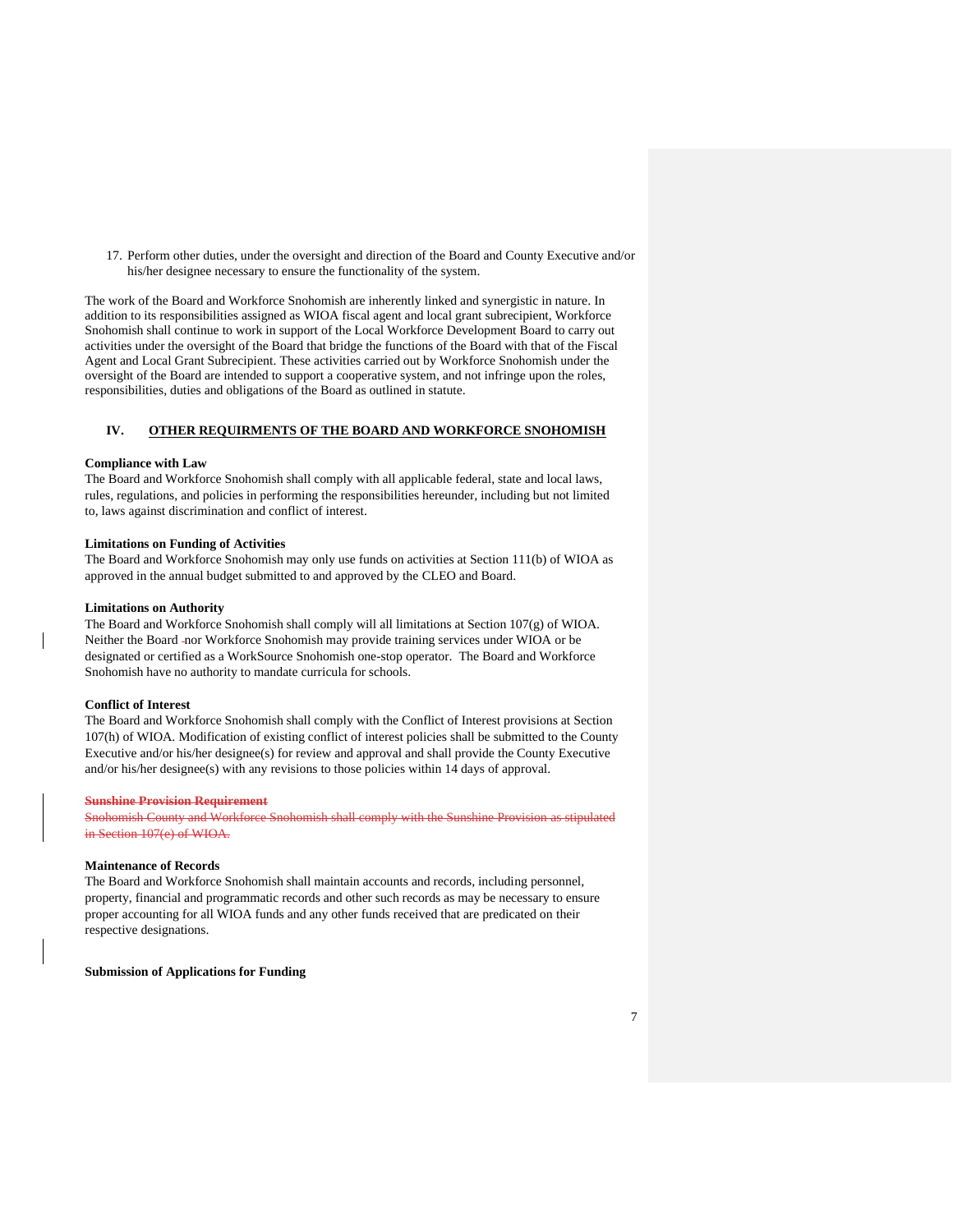17. Perform other duties, under the oversight and direction of the Board and County Executive and/or his/her designee necessary to ensure the functionality of the system.

The work of the Board and Workforce Snohomish are inherently linked and synergistic in nature. In addition to its responsibilities assigned as WIOA fiscal agent and local grant subrecipient, Workforce Snohomish shall continue to work in support of the Local Workforce Development Board to carry out activities under the oversight of the Board that bridge the functions of the Board with that of the Fiscal Agent and Local Grant Subrecipient. These activities carried out by Workforce Snohomish under the oversight of the Board are intended to support a cooperative system, and not infringe upon the roles, responsibilities, duties and obligations of the Board as outlined in statute.

## IV. OTHER REQUIRMENTS OF THE BOARD AND WORKFORCE SNOHOMISH

**Compliance with Law**

The Board and Workforce Snohomish shall comply with all applicable federal, state and local laws, rules, regulations, and policies in performing the responsibilities hereunder, including but not limited to, laws against discrimination and conflict of interest.

**Limitations on Funding of Activities**

The Board and Workforce Snohomish may only use funds on activities at Section 111(b) of WIOA as approved in the annual budget submitted to and approved by the CLEO and Board.

**Limitations on Authority**

The Board and Workforce Snohomish shall comply will all limitations at Section 107(g) of WIOA. Neither the Board nor Workforce Snohomish may provide training services under WIOA or be designated or certified as a WorkSource Snohomish one-stop operator. The Board and Workforce Snohomish have no authority to mandate curricula for schools.

**Conflict of Interest**

The Board and Workforce Snohomish shall comply with the Conflict of Interest provisions at Section 107(h) of WIOA. Modification of existing conflict of interest policies shall be submitted to the County Executive and/or his/her designee(s) for review and approval and shall provide the County Executive and/or his/her designee(s) with any revisions to those policies within 14 days of approval.

~~**Sunshine Provision Requirement**~~

~~Snohomish County and Workforce Snohomish shall comply with the Sunshine Provision as stipulated in Section 107(e) of WIOA.~~

**Maintenance of Records**

The Board and Workforce Snohomish shall maintain accounts and records, including personnel, property, financial and programmatic records and other such records as may be necessary to ensure proper accounting for all WIOA funds and any other funds received that are predicated on their respective designations.

**Submission of Applications for Funding**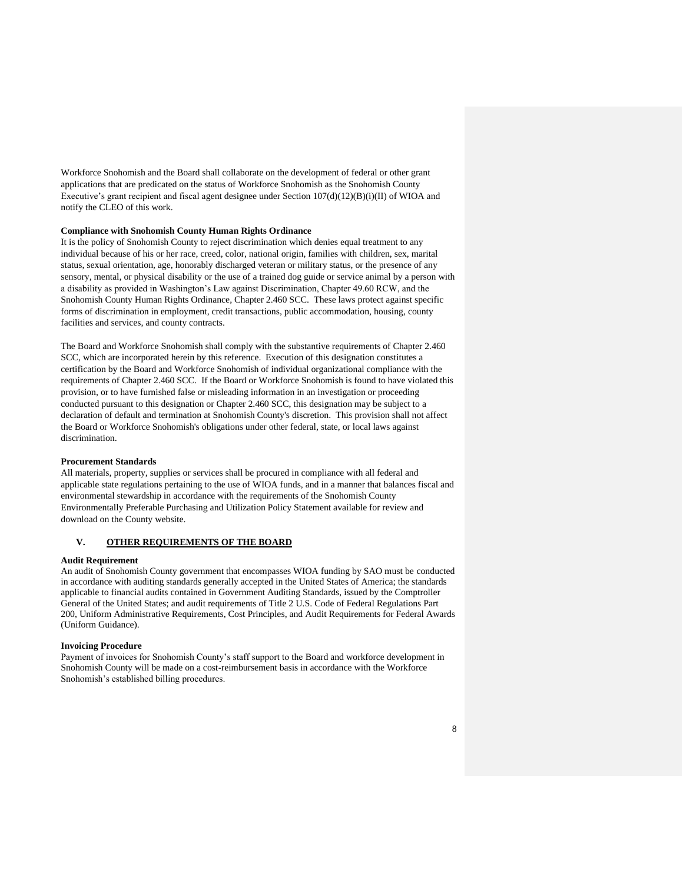Workforce Snohomish and the Board shall collaborate on the development of federal or other grant applications that are predicated on the status of Workforce Snohomish as the Snohomish County Executive's grant recipient and fiscal agent designee under Section 107(d)(12)(B)(i)(II) of WIOA and notify the CLEO of this work.

**Compliance with Snohomish County Human Rights Ordinance**

It is the policy of Snohomish County to reject discrimination which denies equal treatment to any individual because of his or her race, creed, color, national origin, families with children, sex, marital status, sexual orientation, age, honorably discharged veteran or military status, or the presence of any sensory, mental, or physical disability or the use of a trained dog guide or service animal by a person with a disability as provided in Washington's Law against Discrimination, Chapter 49.60 RCW, and the Snohomish County Human Rights Ordinance, Chapter 2.460 SCC. These laws protect against specific forms of discrimination in employment, credit transactions, public accommodation, housing, county facilities and services, and county contracts.

The Board and Workforce Snohomish shall comply with the substantive requirements of Chapter 2.460 SCC, which are incorporated herein by this reference. Execution of this designation constitutes a certification by the Board and Workforce Snohomish of individual organizational compliance with the requirements of Chapter 2.460 SCC. If the Board or Workforce Snohomish is found to have violated this provision, or to have furnished false or misleading information in an investigation or proceeding conducted pursuant to this designation or Chapter 2.460 SCC, this designation may be subject to a declaration of default and termination at Snohomish County's discretion. This provision shall not affect the Board or Workforce Snohomish's obligations under other federal, state, or local laws against discrimination.

**Procurement Standards**

All materials, property, supplies or services shall be procured in compliance with all federal and applicable state regulations pertaining to the use of WIOA funds, and in a manner that balances fiscal and environmental stewardship in accordance with the requirements of the Snohomish County Environmentally Preferable Purchasing and Utilization Policy Statement available for review and download on the County website.

## V. OTHER REQUIREMENTS OF THE BOARD

**Audit Requirement**

An audit of Snohomish County government that encompasses WIOA funding by SAO must be conducted in accordance with auditing standards generally accepted in the United States of America; the standards applicable to financial audits contained in Government Auditing Standards, issued by the Comptroller General of the United States; and audit requirements of Title 2 U.S. Code of Federal Regulations Part 200, Uniform Administrative Requirements, Cost Principles, and Audit Requirements for Federal Awards (Uniform Guidance).

**Invoicing Procedure**

Payment of invoices for Snohomish County's staff support to the Board and workforce development in Snohomish County will be made on a cost-reimbursement basis in accordance with the Workforce Snohomish's established billing procedures.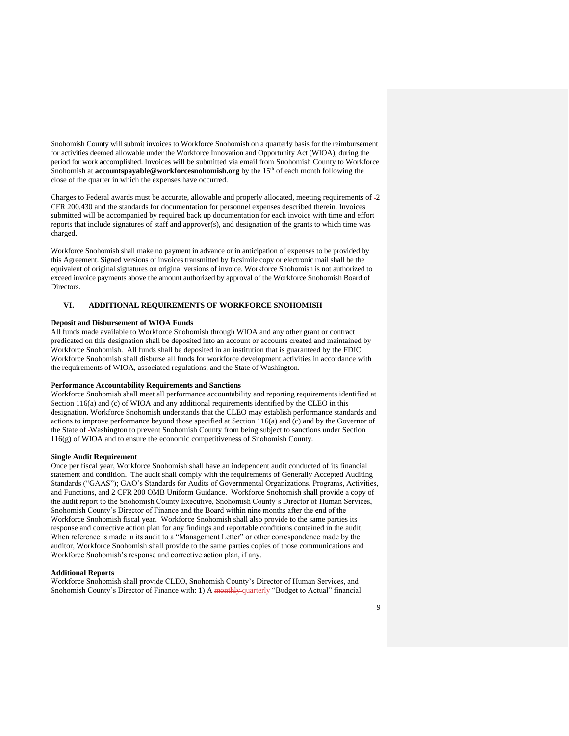Snohomish County will submit invoices to Workforce Snohomish on a quarterly basis for the reimbursement for activities deemed allowable under the Workforce Innovation and Opportunity Act (WIOA), during the period for work accomplished. Invoices will be submitted via email from Snohomish County to Workforce Snohomish at **accountspayable@workforcesnohomish.org** by the 15th of each month following the close of the quarter in which the expenses have occurred.

Charges to Federal awards must be accurate, allowable and properly allocated, meeting requirements of 2 CFR 200.430 and the standards for documentation for personnel expenses described therein. Invoices submitted will be accompanied by required back up documentation for each invoice with time and effort reports that include signatures of staff and approver(s), and designation of the grants to which time was charged.

Workforce Snohomish shall make no payment in advance or in anticipation of expenses to be provided by this Agreement. Signed versions of invoices transmitted by facsimile copy or electronic mail shall be the equivalent of original signatures on original versions of invoice. Workforce Snohomish is not authorized to exceed invoice payments above the amount authorized by approval of the Workforce Snohomish Board of Directors.

## VI. ADDITIONAL REQUIREMENTS OF WORKFORCE SNOHOMISH

**Deposit and Disbursement of WIOA Funds**

All funds made available to Workforce Snohomish through WIOA and any other grant or contract predicated on this designation shall be deposited into an account or accounts created and maintained by Workforce Snohomish. All funds shall be deposited in an institution that is guaranteed by the FDIC. Workforce Snohomish shall disburse all funds for workforce development activities in accordance with the requirements of WIOA, associated regulations, and the State of Washington.

**Performance Accountability Requirements and Sanctions**

Workforce Snohomish shall meet all performance accountability and reporting requirements identified at Section 116(a) and (c) of WIOA and any additional requirements identified by the CLEO in this designation. Workforce Snohomish understands that the CLEO may establish performance standards and actions to improve performance beyond those specified at Section 116(a) and (c) and by the Governor of the State of Washington to prevent Snohomish County from being subject to sanctions under Section 116(g) of WIOA and to ensure the economic competitiveness of Snohomish County.

**Single Audit Requirement**

Once per fiscal year, Workforce Snohomish shall have an independent audit conducted of its financial statement and condition. The audit shall comply with the requirements of Generally Accepted Auditing Standards ("GAAS"); GAO's Standards for Audits of Governmental Organizations, Programs, Activities, and Functions, and 2 CFR 200 OMB Uniform Guidance. Workforce Snohomish shall provide a copy of the audit report to the Snohomish County Executive, Snohomish County's Director of Human Services, Snohomish County's Director of Finance and the Board within nine months after the end of the Workforce Snohomish fiscal year. Workforce Snohomish shall also provide to the same parties its response and corrective action plan for any findings and reportable conditions contained in the audit. When reference is made in its audit to a "Management Letter" or other correspondence made by the auditor, Workforce Snohomish shall provide to the same parties copies of those communications and Workforce Snohomish's response and corrective action plan, if any.

**Additional Reports**

Workforce Snohomish shall provide CLEO, Snohomish County's Director of Human Services, and Snohomish County's Director of Finance with: 1) A ~~monthly~~ quarterly "Budget to Actual" financial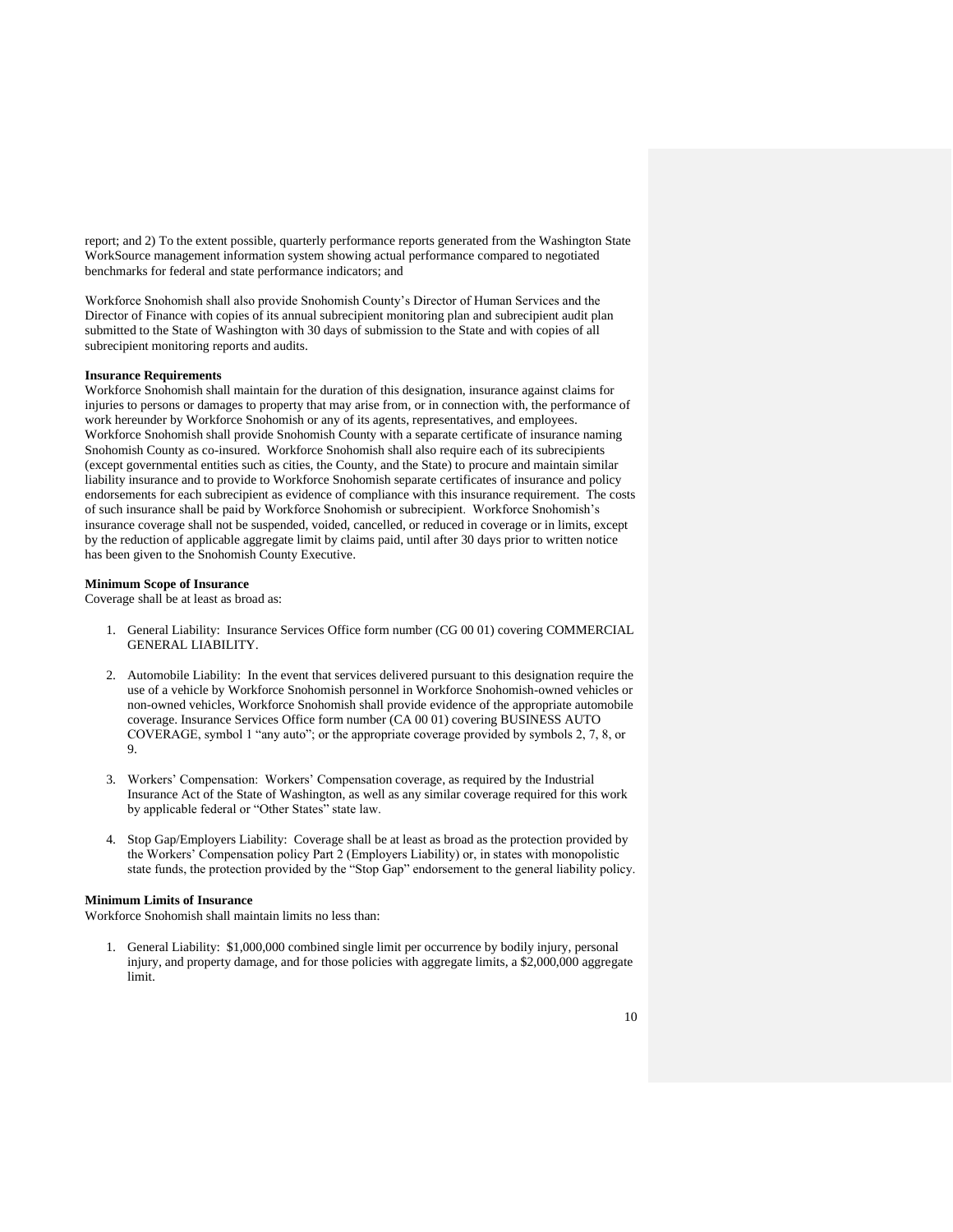report; and 2) To the extent possible, quarterly performance reports generated from the Washington State WorkSource management information system showing actual performance compared to negotiated benchmarks for federal and state performance indicators; and

Workforce Snohomish shall also provide Snohomish County's Director of Human Services and the Director of Finance with copies of its annual subrecipient monitoring plan and subrecipient audit plan submitted to the State of Washington with 30 days of submission to the State and with copies of all subrecipient monitoring reports and audits.

**Insurance Requirements**
Workforce Snohomish shall maintain for the duration of this designation, insurance against claims for injuries to persons or damages to property that may arise from, or in connection with, the performance of work hereunder by Workforce Snohomish or any of its agents, representatives, and employees. Workforce Snohomish shall provide Snohomish County with a separate certificate of insurance naming Snohomish County as co-insured. Workforce Snohomish shall also require each of its subrecipients (except governmental entities such as cities, the County, and the State) to procure and maintain similar liability insurance and to provide to Workforce Snohomish separate certificates of insurance and policy endorsements for each subrecipient as evidence of compliance with this insurance requirement. The costs of such insurance shall be paid by Workforce Snohomish or subrecipient. Workforce Snohomish's insurance coverage shall not be suspended, voided, cancelled, or reduced in coverage or in limits, except by the reduction of applicable aggregate limit by claims paid, until after 30 days prior to written notice has been given to the Snohomish County Executive.

**Minimum Scope of Insurance**
Coverage shall be at least as broad as:

1. General Liability: Insurance Services Office form number (CG 00 01) covering COMMERCIAL GENERAL LIABILITY.

2. Automobile Liability: In the event that services delivered pursuant to this designation require the use of a vehicle by Workforce Snohomish personnel in Workforce Snohomish-owned vehicles or non-owned vehicles, Workforce Snohomish shall provide evidence of the appropriate automobile coverage. Insurance Services Office form number (CA 00 01) covering BUSINESS AUTO COVERAGE, symbol 1 "any auto"; or the appropriate coverage provided by symbols 2, 7, 8, or 9.

3. Workers' Compensation: Workers' Compensation coverage, as required by the Industrial Insurance Act of the State of Washington, as well as any similar coverage required for this work by applicable federal or "Other States" state law.

4. Stop Gap/Employers Liability: Coverage shall be at least as broad as the protection provided by the Workers' Compensation policy Part 2 (Employers Liability) or, in states with monopolistic state funds, the protection provided by the "Stop Gap" endorsement to the general liability policy.

**Minimum Limits of Insurance**
Workforce Snohomish shall maintain limits no less than:

1. General Liability: $1,000,000 combined single limit per occurrence by bodily injury, personal injury, and property damage, and for those policies with aggregate limits, a $2,000,000 aggregate limit.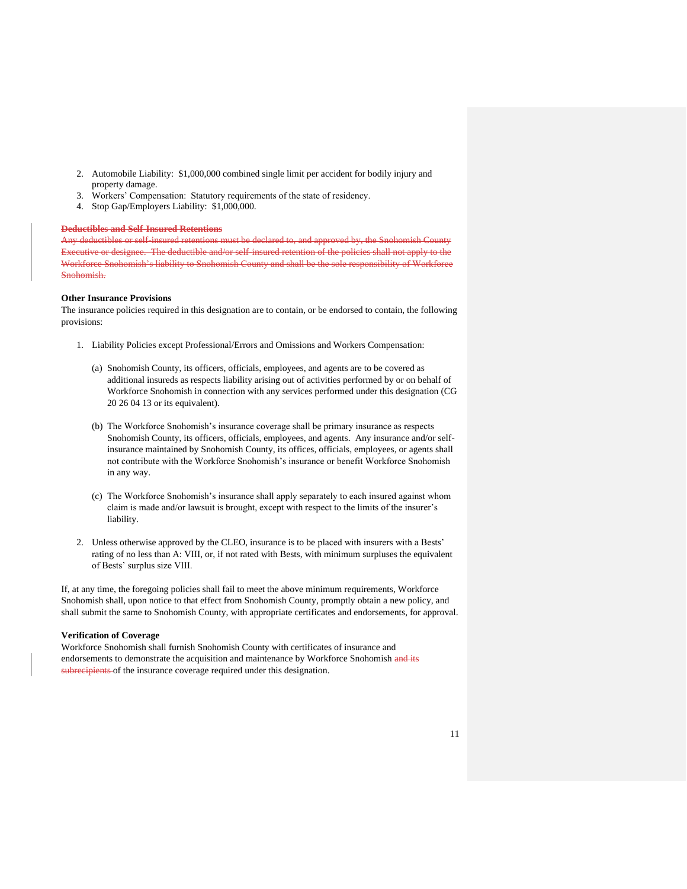2. Automobile Liability: $1,000,000 combined single limit per accident for bodily injury and property damage.
3. Workers' Compensation: Statutory requirements of the state of residency.
4. Stop Gap/Employers Liability: $1,000,000.

~~**Deductibles and Self-Insured Retentions**~~
~~Any deductibles or self-insured retentions must be declared to, and approved by, the Snohomish County Executive or designee. The deductible and/or self-insured retention of the policies shall not apply to the Workforce Snohomish's liability to Snohomish County and shall be the sole responsibility of Workforce Snohomish.~~

**Other Insurance Provisions**
The insurance policies required in this designation are to contain, or be endorsed to contain, the following provisions:

1. Liability Policies except Professional/Errors and Omissions and Workers Compensation:

   (a) Snohomish County, its officers, officials, employees, and agents are to be covered as additional insureds as respects liability arising out of activities performed by or on behalf of Workforce Snohomish in connection with any services performed under this designation (CG 20 26 04 13 or its equivalent).

   (b) The Workforce Snohomish's insurance coverage shall be primary insurance as respects Snohomish County, its officers, officials, employees, and agents. Any insurance and/or self-insurance maintained by Snohomish County, its offices, officials, employees, or agents shall not contribute with the Workforce Snohomish's insurance or benefit Workforce Snohomish in any way.

   (c) The Workforce Snohomish's insurance shall apply separately to each insured against whom claim is made and/or lawsuit is brought, except with respect to the limits of the insurer's liability.

2. Unless otherwise approved by the CLEO, insurance is to be placed with insurers with a Bests' rating of no less than A: VIII, or, if not rated with Bests, with minimum surpluses the equivalent of Bests' surplus size VIII.

If, at any time, the foregoing policies shall fail to meet the above minimum requirements, Workforce Snohomish shall, upon notice to that effect from Snohomish County, promptly obtain a new policy, and shall submit the same to Snohomish County, with appropriate certificates and endorsements, for approval.

**Verification of Coverage**
Workforce Snohomish shall furnish Snohomish County with certificates of insurance and endorsements to demonstrate the acquisition and maintenance by Workforce Snohomish ~~and its subrecipients~~ of the insurance coverage required under this designation.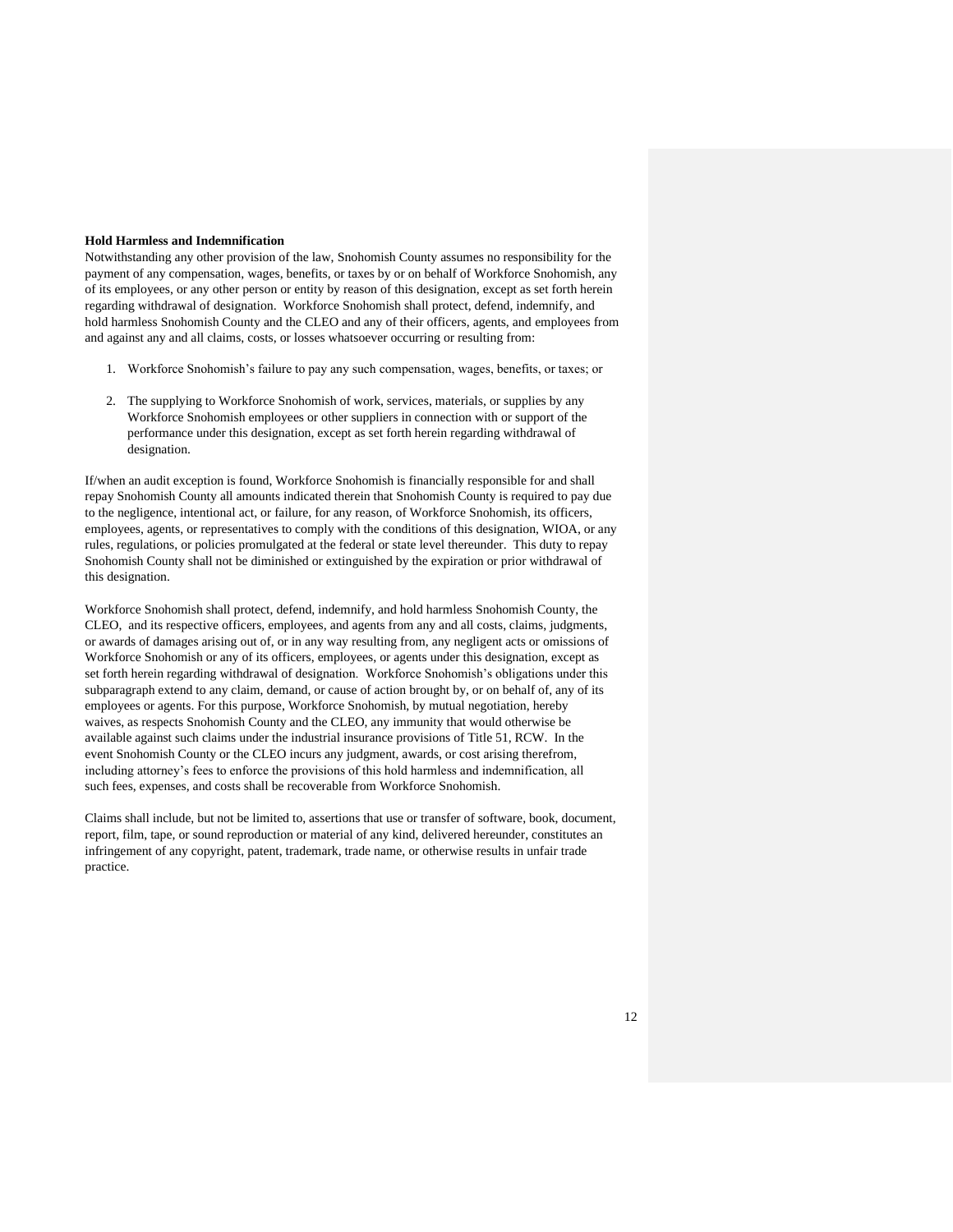**Hold Harmless and Indemnification**

Notwithstanding any other provision of the law, Snohomish County assumes no responsibility for the payment of any compensation, wages, benefits, or taxes by or on behalf of Workforce Snohomish, any of its employees, or any other person or entity by reason of this designation, except as set forth herein regarding withdrawal of designation. Workforce Snohomish shall protect, defend, indemnify, and hold harmless Snohomish County and the CLEO and any of their officers, agents, and employees from and against any and all claims, costs, or losses whatsoever occurring or resulting from:

1. Workforce Snohomish's failure to pay any such compensation, wages, benefits, or taxes; or

2. The supplying to Workforce Snohomish of work, services, materials, or supplies by any Workforce Snohomish employees or other suppliers in connection with or support of the performance under this designation, except as set forth herein regarding withdrawal of designation.

If/when an audit exception is found, Workforce Snohomish is financially responsible for and shall repay Snohomish County all amounts indicated therein that Snohomish County is required to pay due to the negligence, intentional act, or failure, for any reason, of Workforce Snohomish, its officers, employees, agents, or representatives to comply with the conditions of this designation, WIOA, or any rules, regulations, or policies promulgated at the federal or state level thereunder. This duty to repay Snohomish County shall not be diminished or extinguished by the expiration or prior withdrawal of this designation.

Workforce Snohomish shall protect, defend, indemnify, and hold harmless Snohomish County, the CLEO, and its respective officers, employees, and agents from any and all costs, claims, judgments, or awards of damages arising out of, or in any way resulting from, any negligent acts or omissions of Workforce Snohomish or any of its officers, employees, or agents under this designation, except as set forth herein regarding withdrawal of designation. Workforce Snohomish's obligations under this subparagraph extend to any claim, demand, or cause of action brought by, or on behalf of, any of its employees or agents. For this purpose, Workforce Snohomish, by mutual negotiation, hereby waives, as respects Snohomish County and the CLEO, any immunity that would otherwise be available against such claims under the industrial insurance provisions of Title 51, RCW. In the event Snohomish County or the CLEO incurs any judgment, awards, or cost arising therefrom, including attorney's fees to enforce the provisions of this hold harmless and indemnification, all such fees, expenses, and costs shall be recoverable from Workforce Snohomish.

Claims shall include, but not be limited to, assertions that use or transfer of software, book, document, report, film, tape, or sound reproduction or material of any kind, delivered hereunder, constitutes an infringement of any copyright, patent, trademark, trade name, or otherwise results in unfair trade practice.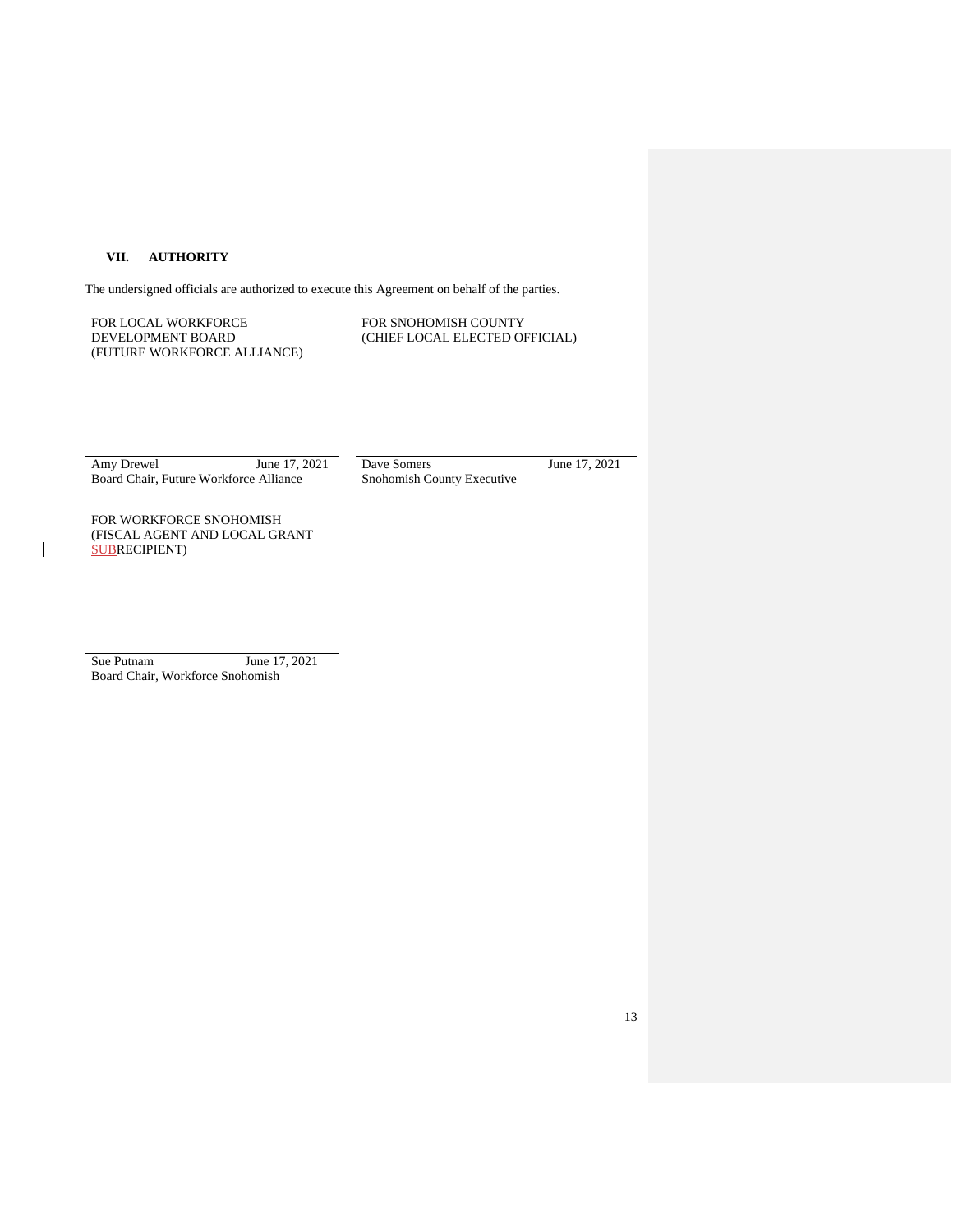## VII. AUTHORITY

The undersigned officials are authorized to execute this Agreement on behalf of the parties.

FOR LOCAL WORKFORCE DEVELOPMENT BOARD (FUTURE WORKFORCE ALLIANCE)

Amy Drewel June 17, 2021
Board Chair, Future Workforce Alliance

FOR SNOHOMISH COUNTY (CHIEF LOCAL ELECTED OFFICIAL)

Dave Somers June 17, 2021
Snohomish County Executive

FOR WORKFORCE SNOHOMISH (FISCAL AGENT AND LOCAL GRANT SUBRECIPIENT)

Sue Putnam June 17, 2021
Board Chair, Workforce Snohomish